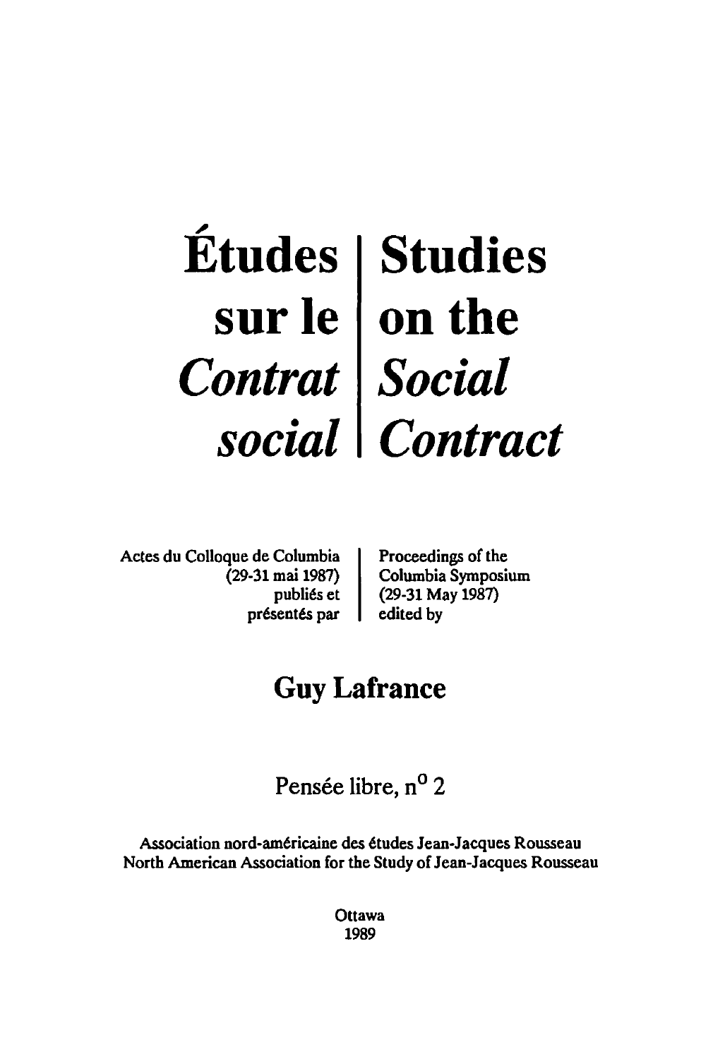# Études sur le *Contrat social*

# Studies on the *Social Contract*

Actes du Colloque de Columbia (29-31 mai 1987) publiés et présentés par

Proceedings of the Columbia Symposium (29-31 May 1987) edited by

## Guy Lafrance

Pensée libre, n° 2

Association nord-américaine des études Jean-Jacques Rousseau
North American Association for the Study of Jean-Jacques Rousseau

Ottawa
1989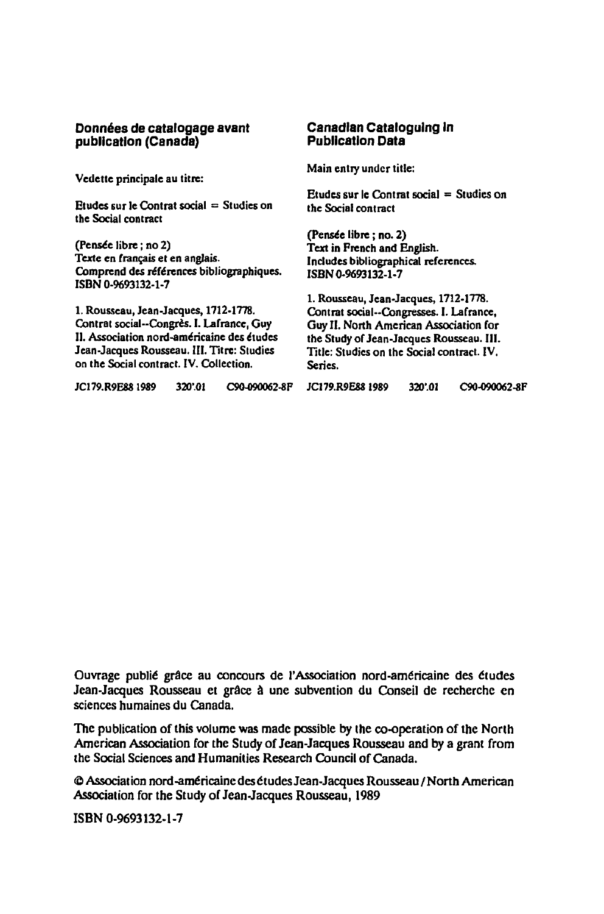**Données de catalogage avant publication (Canada)**

Vedette principale au titre:

Etudes sur le Contrat social = Studies on the Social contract

(Pensée libre ; no 2)
Texte en français et en anglais.
Comprend des références bibliographiques.
ISBN 0-9693132-1-7

1. Rousseau, Jean-Jacques, 1712-1778. Contrat social--Congrès. I. Lafrance, Guy II. Association nord-américaine des études Jean-Jacques Rousseau. III. Titre: Studies on the Social contract. IV. Collection.

JC179.R9E88 1989 320'.01 C90-090062-8F

**Canadian Cataloguing in Publication Data**

Main entry under title:

Etudes sur le Contrat social = Studies on the Social contract

(Pensée libre ; no. 2)
Text in French and English.
Includes bibliographical references.
ISBN 0-9693132-1-7

1. Rousseau, Jean-Jacques, 1712-1778. Contrat social--Congresses. I. Lafrance, Guy II. North American Association for the Study of Jean-Jacques Rousseau. III. Title: Studies on the Social contract. IV. Series.

JC179.R9E88 1989 320'.01 C90-090062-8F

Ouvrage publié grâce au concours de l'Association nord-américaine des études Jean-Jacques Rousseau et grâce à une subvention du Conseil de recherche en sciences humaines du Canada.

The publication of this volume was made possible by the co-operation of the North American Association for the Study of Jean-Jacques Rousseau and by a grant from the Social Sciences and Humanities Research Council of Canada.

© Association nord-américaine des études Jean-Jacques Rousseau / North American Association for the Study of Jean-Jacques Rousseau, 1989

ISBN 0-9693132-1-7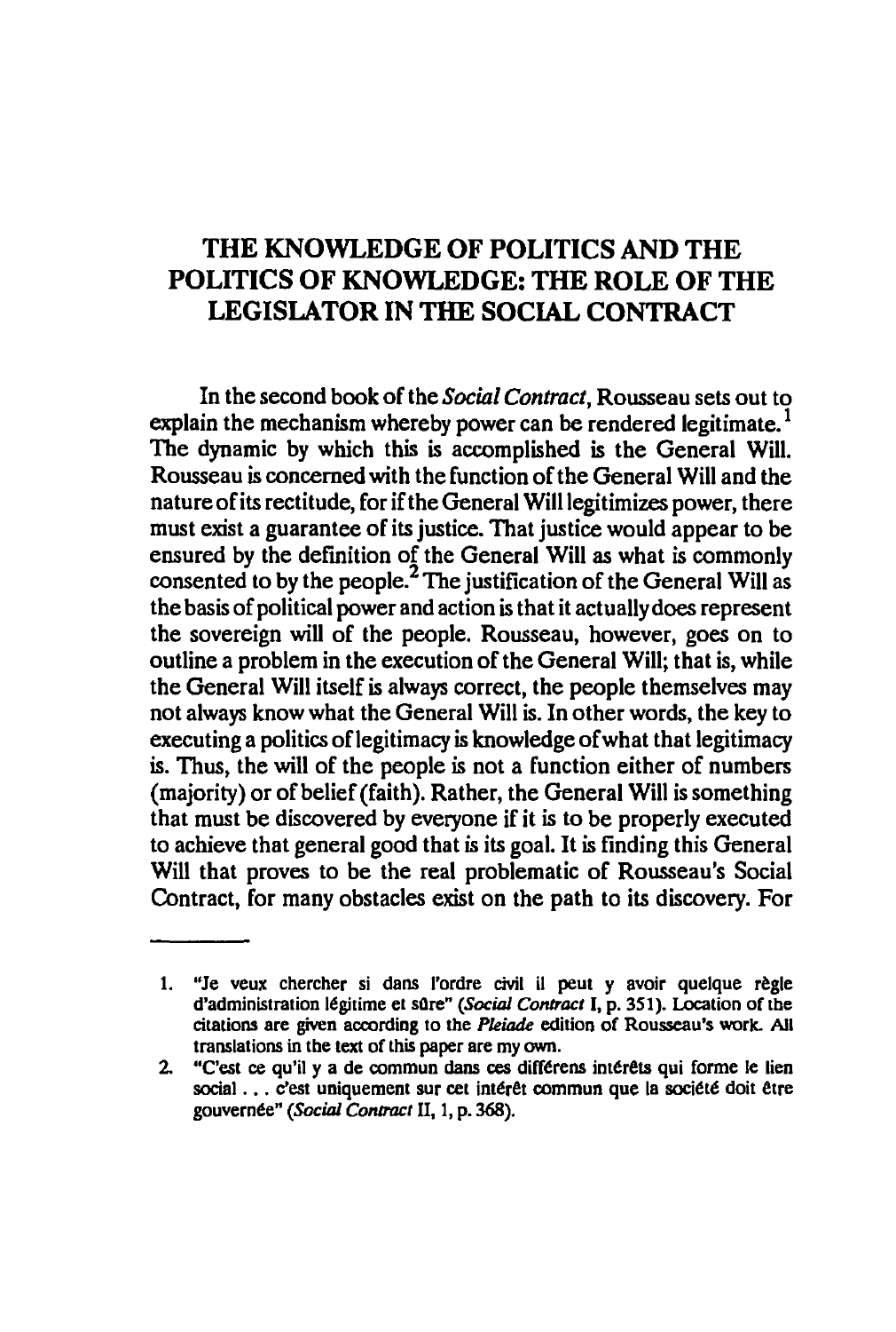# THE KNOWLEDGE OF POLITICS AND THE POLITICS OF KNOWLEDGE: THE ROLE OF THE LEGISLATOR IN THE SOCIAL CONTRACT

In the second book of the *Social Contract*, Rousseau sets out to explain the mechanism whereby power can be rendered legitimate.[1] The dynamic by which this is accomplished is the General Will. Rousseau is concerned with the function of the General Will and the nature of its rectitude, for if the General Will legitimizes power, there must exist a guarantee of its justice. That justice would appear to be ensured by the definition of the General Will as what is commonly consented to by the people.[2] The justification of the General Will as the basis of political power and action is that it actually does represent the sovereign will of the people. Rousseau, however, goes on to outline a problem in the execution of the General Will; that is, while the General Will itself is always correct, the people themselves may not always know what the General Will is. In other words, the key to executing a politics of legitimacy is knowledge of what that legitimacy is. Thus, the will of the people is not a function either of numbers (majority) or of belief (faith). Rather, the General Will is something that must be discovered by everyone if it is to be properly executed to achieve that general good that is its goal. It is finding this General Will that proves to be the real problematic of Rousseau's Social Contract, for many obstacles exist on the path to its discovery. For

---

1. "Je veux chercher si dans l'ordre civil il peut y avoir quelque règle d'administration légitime et sûre" (*Social Contract* I, p. 351). Location of the citations are given according to the *Pleiade* edition of Rousseau's work. All translations in the text of this paper are my own.
2. "C'est ce qu'il y a de commun dans ces différens intérêts qui forme le lien social . . . c'est uniquement sur cet intérêt commun que la société doit être gouvernée" (*Social Contract* II, 1, p. 368).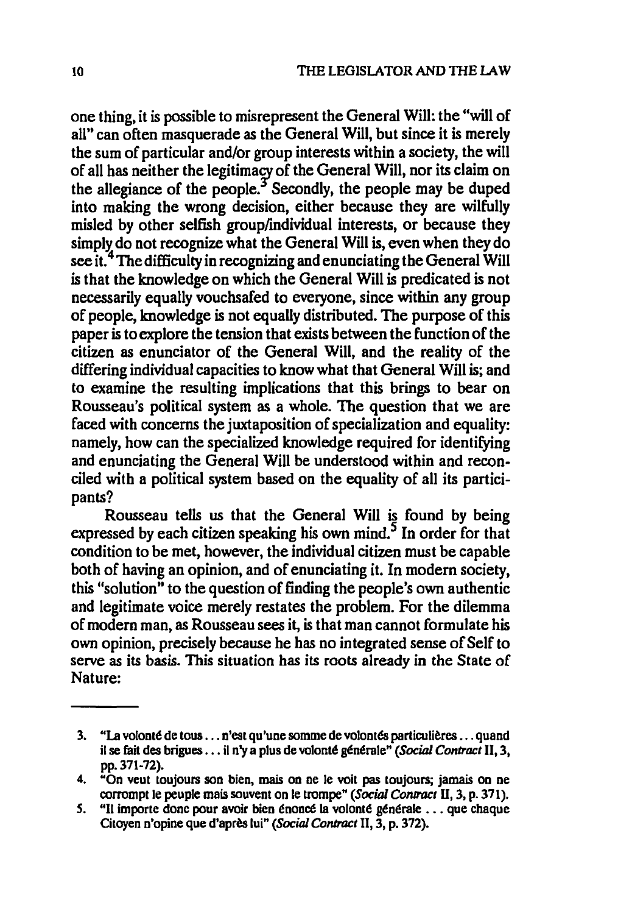one thing, it is possible to misrepresent the General Will: the "will of all" can often masquerade as the General Will, but since it is merely the sum of particular and/or group interests within a society, the will of all has neither the legitimacy of the General Will, nor its claim on the allegiance of the people.[3] Secondly, the people may be duped into making the wrong decision, either because they are wilfully misled by other selfish group/individual interests, or because they simply do not recognize what the General Will is, even when they do see it.[4] The difficulty in recognizing and enunciating the General Will is that the knowledge on which the General Will is predicated is not necessarily equally vouchsafed to everyone, since within any group of people, knowledge is not equally distributed. The purpose of this paper is to explore the tension that exists between the function of the citizen as enunciator of the General Will, and the reality of the differing individual capacities to know what that General Will is; and to examine the resulting implications that this brings to bear on Rousseau's political system as a whole. The question that we are faced with concerns the juxtaposition of specialization and equality: namely, how can the specialized knowledge required for identifying and enunciating the General Will be understood within and reconciled with a political system based on the equality of all its participants?

Rousseau tells us that the General Will is found by being expressed by each citizen speaking his own mind.[5] In order for that condition to be met, however, the individual citizen must be capable both of having an opinion, and of enunciating it. In modern society, this "solution" to the question of finding the people's own authentic and legitimate voice merely restates the problem. For the dilemma of modern man, as Rousseau sees it, is that man cannot formulate his own opinion, precisely because he has no integrated sense of Self to serve as its basis. This situation has its roots already in the State of Nature:

---

3. "La volonté de tous . . . n'est qu'une somme de volontés particulières . . . quand il se fait des brigues . . . il n'y a plus de volonté générale" (*Social Contract* II, 3, pp. 371-72).
4. "On veut toujours son bien, mais on ne le voit pas toujours; jamais on ne corrompt le peuple mais souvent on le trompe" (*Social Contract* II, 3, p. 371).
5. "Il importe donc pour avoir bien énoncé la volonté générale . . . que chaque Citoyen n'opine que d'après lui" (*Social Contract* II, 3, p. 372).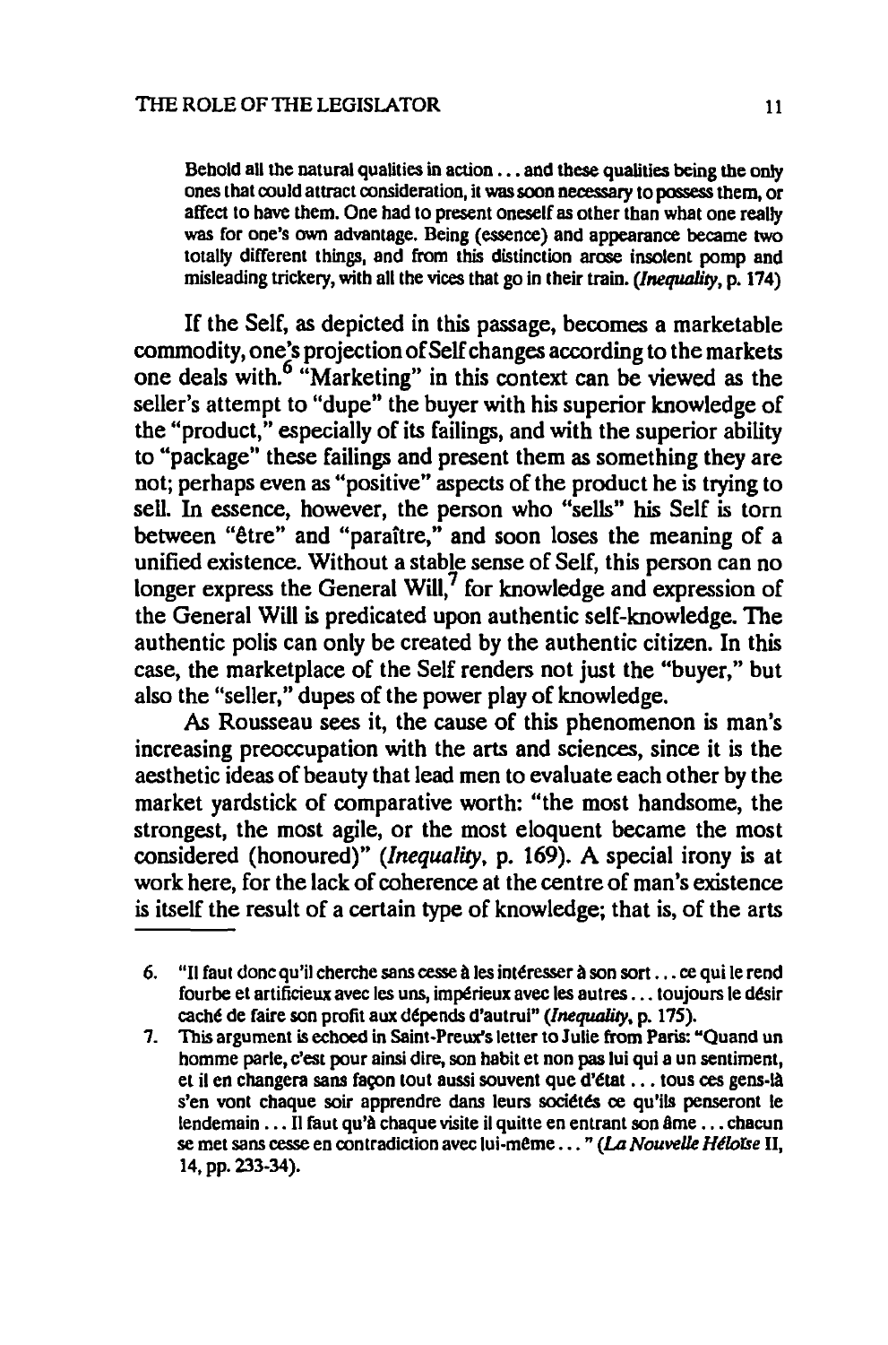> Behold all the natural qualities in action . . . and these qualities being the only ones that could attract consideration, it was soon necessary to possess them, or affect to have them. One had to present oneself as other than what one really was for one's own advantage. Being (essence) and appearance became two totally different things, and from this distinction arose insolent pomp and misleading trickery, with all the vices that go in their train. (*Inequality*, p. 174)

If the Self, as depicted in this passage, becomes a marketable commodity, one's projection of Self changes according to the markets one deals with.[6] "Marketing" in this context can be viewed as the seller's attempt to "dupe" the buyer with his superior knowledge of the "product," especially of its failings, and with the superior ability to "package" these failings and present them as something they are not; perhaps even as "positive" aspects of the product he is trying to sell. In essence, however, the person who "sells" his Self is torn between "être" and "paraître," and soon loses the meaning of a unified existence. Without a stable sense of Self, this person can no longer express the General Will,[7] for knowledge and expression of the General Will is predicated upon authentic self-knowledge. The authentic polis can only be created by the authentic citizen. In this case, the marketplace of the Self renders not just the "buyer," but also the "seller," dupes of the power play of knowledge.

As Rousseau sees it, the cause of this phenomenon is man's increasing preoccupation with the arts and sciences, since it is the aesthetic ideas of beauty that lead men to evaluate each other by the market yardstick of comparative worth: "the most handsome, the strongest, the most agile, or the most eloquent became the most considered (honoured)" (*Inequality*, p. 169). A special irony is at work here, for the lack of coherence at the centre of man's existence is itself the result of a certain type of knowledge; that is, of the arts

---

6. "Il faut donc qu'il cherche sans cesse à les intéresser à son sort . . . ce qui le rend fourbe et artificieux avec les uns, impérieux avec les autres . . . toujours le désir caché de faire son profit aux dépends d'autrui" (*Inequality*, p. 175).

7. This argument is echoed in Saint-Preux's letter to Julie from Paris: "Quand un homme parle, c'est pour ainsi dire, son habit et non pas lui qui a un sentiment, et il en changera sans façon tout aussi souvent que d'état . . . tous ces gens-là s'en vont chaque soir apprendre dans leurs sociétés ce qu'ils penseront le lendemain . . . Il faut qu'à chaque visite il quitte en entrant son âme . . . chacun se met sans cesse en contradiction avec lui-même . . . " (*La Nouvelle Héloïse* II, 14, pp. 233-34).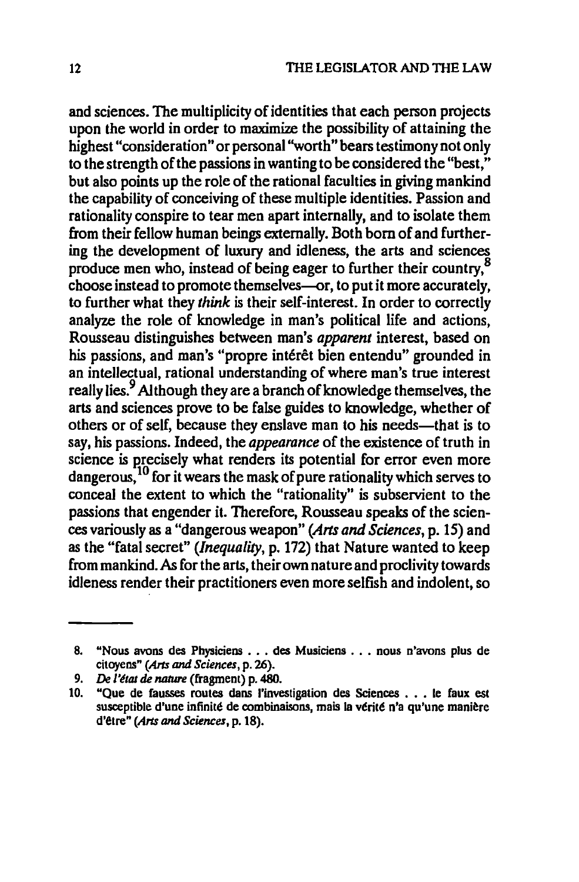and sciences. The multiplicity of identities that each person projects upon the world in order to maximize the possibility of attaining the highest "consideration" or personal "worth" bears testimony not only to the strength of the passions in wanting to be considered the "best," but also points up the role of the rational faculties in giving mankind the capability of conceiving of these multiple identities. Passion and rationality conspire to tear men apart internally, and to isolate them from their fellow human beings externally. Both born of and furthering the development of luxury and idleness, the arts and sciences produce men who, instead of being eager to further their country,[8] choose instead to promote themselves—or, to put it more accurately, to further what they *think* is their self-interest. In order to correctly analyze the role of knowledge in man's political life and actions, Rousseau distinguishes between man's *apparent* interest, based on his passions, and man's "propre intérêt bien entendu" grounded in an intellectual, rational understanding of where man's true interest really lies.[9] Although they are a branch of knowledge themselves, the arts and sciences prove to be false guides to knowledge, whether of others or of self, because they enslave man to his needs—that is to say, his passions. Indeed, the *appearance* of the existence of truth in science is precisely what renders its potential for error even more dangerous,[10] for it wears the mask of pure rationality which serves to conceal the extent to which the "rationality" is subservient to the passions that engender it. Therefore, Rousseau speaks of the sciences variously as a "dangerous weapon" (*Arts and Sciences*, p. 15) and as the "fatal secret" (*Inequality*, p. 172) that Nature wanted to keep from mankind. As for the arts, their own nature and proclivity towards idleness render their practitioners even more selfish and indolent, so

---

8. "Nous avons des Physiciens . . . des Musiciens . . . nous n'avons plus de citoyens" (*Arts and Sciences*, p. 26).
9. *De l'état de nature* (fragment) p. 480.
10. "Que de fausses routes dans l'investigation des Sciences . . . le faux est susceptible d'une infinité de combinaisons, mais la vérité n'a qu'une manière d'être" (*Arts and Sciences*, p. 18).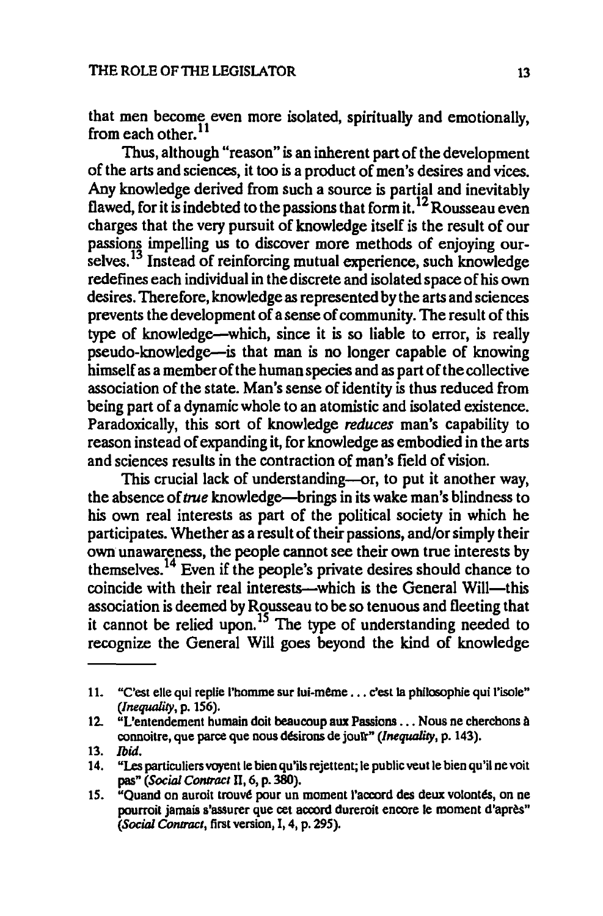that men become even more isolated, spiritually and emotionally, from each other.[11]

Thus, although "reason" is an inherent part of the development of the arts and sciences, it too is a product of men's desires and vices. Any knowledge derived from such a source is partial and inevitably flawed, for it is indebted to the passions that form it.[12] Rousseau even charges that the very pursuit of knowledge itself is the result of our passions impelling us to discover more methods of enjoying ourselves.[13] Instead of reinforcing mutual experience, such knowledge redefines each individual in the discrete and isolated space of his own desires. Therefore, knowledge as represented by the arts and sciences prevents the development of a sense of community. The result of this type of knowledge—which, since it is so liable to error, is really pseudo-knowledge—is that man is no longer capable of knowing himself as a member of the human species and as part of the collective association of the state. Man's sense of identity is thus reduced from being part of a dynamic whole to an atomistic and isolated existence. Paradoxically, this sort of knowledge *reduces* man's capability to reason instead of expanding it, for knowledge as embodied in the arts and sciences results in the contraction of man's field of vision.

This crucial lack of understanding—or, to put it another way, the absence of *true* knowledge—brings in its wake man's blindness to his own real interests as part of the political society in which he participates. Whether as a result of their passions, and/or simply their own unawareness, the people cannot see their own true interests by themselves.[14] Even if the people's private desires should chance to coincide with their real interests—which is the General Will—this association is deemed by Rousseau to be so tenuous and fleeting that it cannot be relied upon.[15] The type of understanding needed to recognize the General Will goes beyond the kind of knowledge

---

11. "C'est elle qui replie l'homme sur lui-même . . . c'est la philosophie qui l'isole" (*Inequality*, p. 156).
12. "L'entendement humain doit beaucoup aux Passions . . . Nous ne cherchons à connoitre, que parce que nous désirons de jouïr" (*Inequality*, p. 143).
13. *Ibid.*
14. "Les particuliers voyent le bien qu'ils rejettent; le public veut le bien qu'il ne voit pas" (*Social Contract* II, 6, p. 380).
15. "Quand on auroit trouvé pour un moment l'accord des deux volontés, on ne pourroit jamais s'assurer que cet accord dureroit encore le moment d'après" (*Social Contract*, first version, I, 4, p. 295).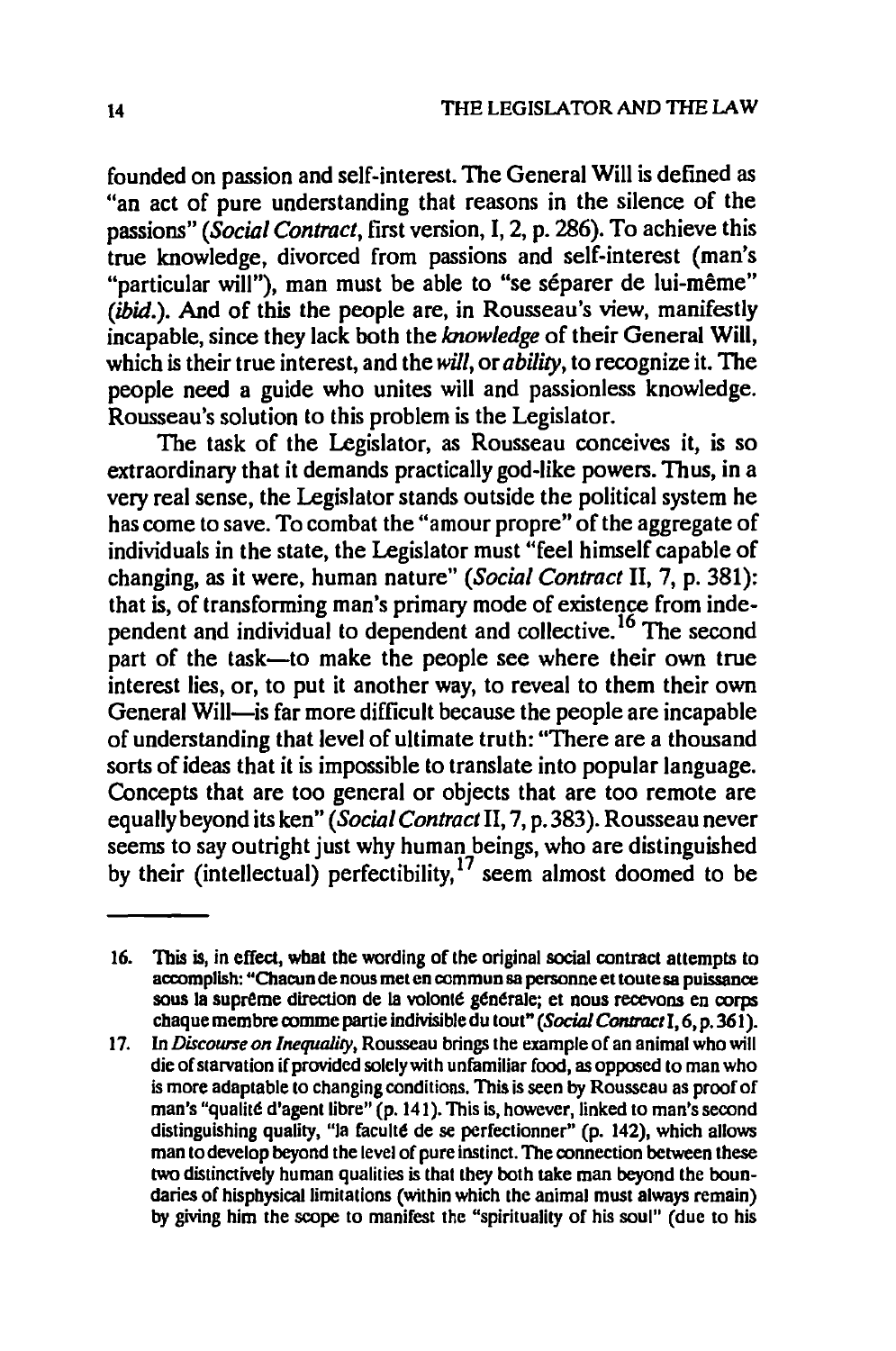founded on passion and self-interest. The General Will is defined as "an act of pure understanding that reasons in the silence of the passions" (*Social Contract*, first version, I, 2, p. 286). To achieve this true knowledge, divorced from passions and self-interest (man's "particular will"), man must be able to "se séparer de lui-même" (*ibid.*). And of this the people are, in Rousseau's view, manifestly incapable, since they lack both the *knowledge* of their General Will, which is their true interest, and the *will*, or *ability*, to recognize it. The people need a guide who unites will and passionless knowledge. Rousseau's solution to this problem is the Legislator.

The task of the Legislator, as Rousseau conceives it, is so extraordinary that it demands practically god-like powers. Thus, in a very real sense, the Legislator stands outside the political system he has come to save. To combat the "amour propre" of the aggregate of individuals in the state, the Legislator must "feel himself capable of changing, as it were, human nature" (*Social Contract* II, 7, p. 381): that is, of transforming man's primary mode of existence from independent and individual to dependent and collective.[16] The second part of the task—to make the people see where their own true interest lies, or, to put it another way, to reveal to them their own General Will—is far more difficult because the people are incapable of understanding that level of ultimate truth: "There are a thousand sorts of ideas that it is impossible to translate into popular language. Concepts that are too general or objects that are too remote are equally beyond its ken" (*Social Contract* II, 7, p. 383). Rousseau never seems to say outright just why human beings, who are distinguished by their (intellectual) perfectibility,[17] seem almost doomed to be

---

16. This is, in effect, what the wording of the original social contract attempts to accomplish: "Chacun de nous met en commun sa personne et toute sa puissance sous la suprême direction de la volonté générale; et nous recevons en corps chaque membre comme partie indivisible du tout" (*Social Contract* I, 6, p. 361).

17. In *Discourse on Inequality*, Rousseau brings the example of an animal who will die of starvation if provided solely with unfamiliar food, as opposed to man who is more adaptable to changing conditions. This is seen by Rousseau as proof of man's "qualité d'agent libre" (p. 141). This is, however, linked to man's second distinguishing quality, "la faculté de se perfectionner" (p. 142), which allows man to develop beyond the level of pure instinct. The connection between these two distinctively human qualities is that they both take man beyond the boundaries of hisphysical limitations (within which the animal must always remain) by giving him the scope to manifest the "spirituality of his soul" (due to his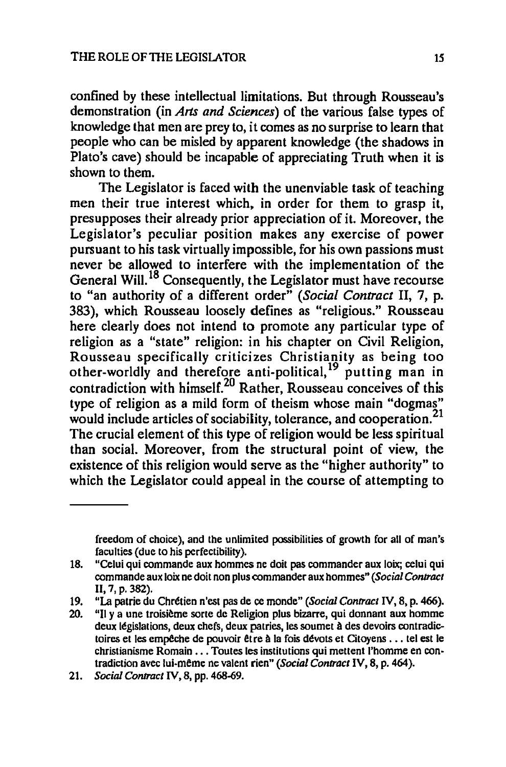confined by these intellectual limitations. But through Rousseau's demonstration (in *Arts and Sciences*) of the various false types of knowledge that men are prey to, it comes as no surprise to learn that people who can be misled by apparent knowledge (the shadows in Plato's cave) should be incapable of appreciating Truth when it is shown to them.

The Legislator is faced with the unenviable task of teaching men their true interest which, in order for them to grasp it, presupposes their already prior appreciation of it. Moreover, the Legislator's peculiar position makes any exercise of power pursuant to his task virtually impossible, for his own passions must never be allowed to interfere with the implementation of the General Will.[18] Consequently, the Legislator must have recourse to "an authority of a different order" (*Social Contract* II, 7, p. 383), which Rousseau loosely defines as "religious." Rousseau here clearly does not intend to promote any particular type of religion as a "state" religion: in his chapter on Civil Religion, Rousseau specifically criticizes Christianity as being too other-worldly and therefore anti-political,[19] putting man in contradiction with himself.[20] Rather, Rousseau conceives of this type of religion as a mild form of theism whose main "dogmas" would include articles of sociability, tolerance, and cooperation.[21] The crucial element of this type of religion would be less spiritual than social. Moreover, from the structural point of view, the existence of this religion would serve as the "higher authority" to which the Legislator could appeal in the course of attempting to

---

freedom of choice), and the unlimited possibilities of growth for all of man's faculties (due to his perfectibility).

18. "Celui qui commande aux hommes ne doit pas commander aux loix; celui qui commande aux loix ne doit non plus commander aux hommes" (*Social Contract* II, 7, p. 382).
19. "La patrie du Chrétien n'est pas de ce monde" (*Social Contract* IV, 8, p. 466).
20. "Il y a une troisième sorte de Religion plus bizarre, qui donnant aux homme deux législations, deux chefs, deux patries, les soumet à des devoirs contradictoires et les empêche de pouvoir être à la fois dévots et Citoyens ... tel est le christianisme Romain ... Toutes les institutions qui mettent l'homme en contradiction avec lui-même ne valent rien" (*Social Contract* IV, 8, p. 464).
21. *Social Contract* IV, 8, pp. 468-69.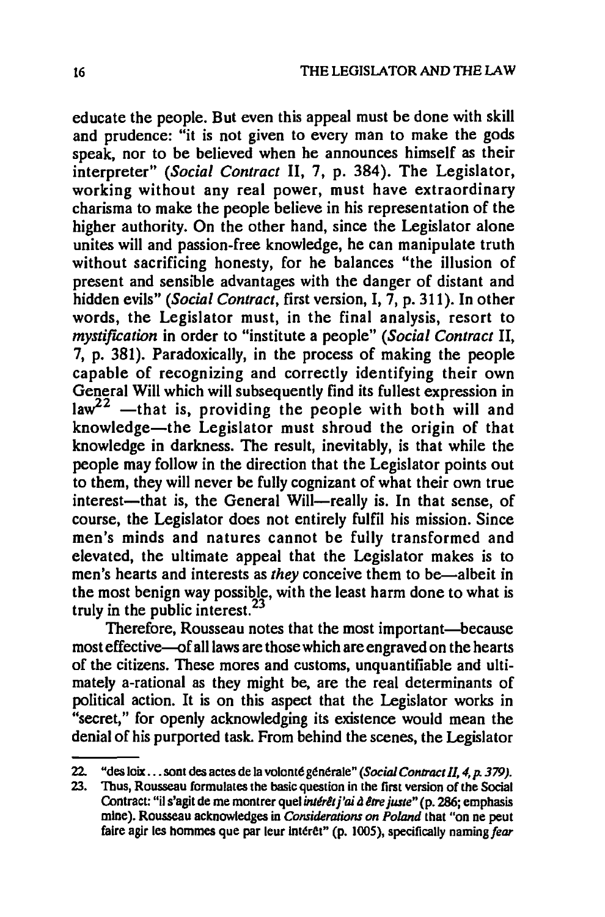educate the people. But even this appeal must be done with skill and prudence: "it is not given to every man to make the gods speak, nor to be believed when he announces himself as their interpreter" (*Social Contract* II, 7, p. 384). The Legislator, working without any real power, must have extraordinary charisma to make the people believe in his representation of the higher authority. On the other hand, since the Legislator alone unites will and passion-free knowledge, he can manipulate truth without sacrificing honesty, for he balances "the illusion of present and sensible advantages with the danger of distant and hidden evils" (*Social Contract*, first version, I, 7, p. 311). In other words, the Legislator must, in the final analysis, resort to *mystification* in order to "institute a people" (*Social Contract* II, 7, p. 381). Paradoxically, in the process of making the people capable of recognizing and correctly identifying their own General Will which will subsequently find its fullest expression in law[22] —that is, providing the people with both will and knowledge—the Legislator must shroud the origin of that knowledge in darkness. The result, inevitably, is that while the people may follow in the direction that the Legislator points out to them, they will never be fully cognizant of what their own true interest—that is, the General Will—really is. In that sense, of course, the Legislator does not entirely fulfil his mission. Since men's minds and natures cannot be fully transformed and elevated, the ultimate appeal that the Legislator makes is to men's hearts and interests as *they* conceive them to be—albeit in the most benign way possible, with the least harm done to what is truly in the public interest.[23]

Therefore, Rousseau notes that the most important—because most effective—of all laws are those which are engraved on the hearts of the citizens. These mores and customs, unquantifiable and ultimately a-rational as they might be, are the real determinants of political action. It is on this aspect that the Legislator works in "secret," for openly acknowledging its existence would mean the denial of his purported task. From behind the scenes, the Legislator

---

22. "des loix... sont des actes de la volonté générale" (*Social Contract II, 4, p. 379*).

23. Thus, Rousseau formulates the basic question in the first version of the Social Contract: "il s'agit de me montrer quel *intérêt j'ai à être juste*" (p. 286; emphasis mine). Rousseau acknowledges in *Considerations on Poland* that "on ne peut faire agir les hommes que par leur intérêt" (p. 1005), specifically naming *fear*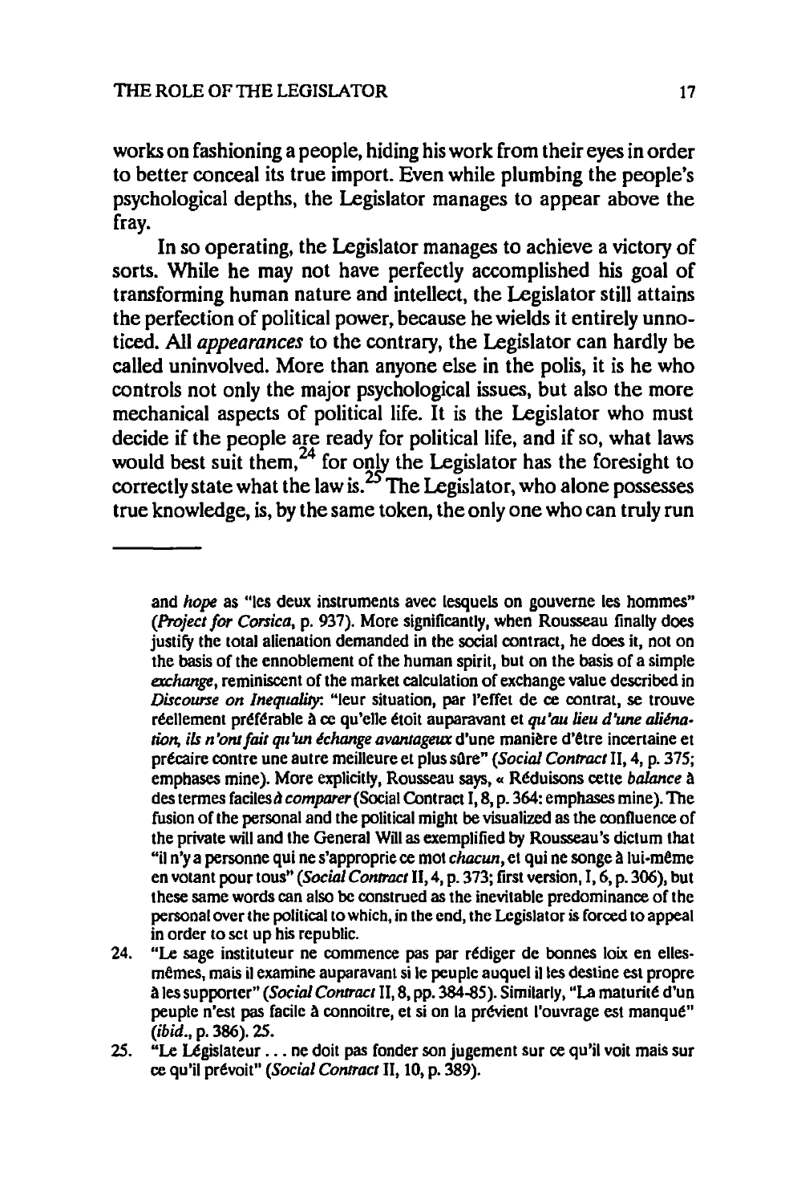works on fashioning a people, hiding his work from their eyes in order to better conceal its true import. Even while plumbing the people's psychological depths, the Legislator manages to appear above the fray.

In so operating, the Legislator manages to achieve a victory of sorts. While he may not have perfectly accomplished his goal of transforming human nature and intellect, the Legislator still attains the perfection of political power, because he wields it entirely unnoticed. All *appearances* to the contrary, the Legislator can hardly be called uninvolved. More than anyone else in the polis, it is he who controls not only the major psychological issues, but also the more mechanical aspects of political life. It is the Legislator who must decide if the people are ready for political life, and if so, what laws would best suit them,[24] for only the Legislator has the foresight to correctly state what the law is.[25] The Legislator, who alone possesses true knowledge, is, by the same token, the only one who can truly run

---

and *hope* as "les deux instruments avec lesquels on gouverne les hommes" (*Project for Corsica*, p. 937). More significantly, when Rousseau finally does justify the total alienation demanded in the social contract, he does it, not on the basis of the ennoblement of the human spirit, but on the basis of a simple *exchange*, reminiscent of the market calculation of exchange value described in *Discourse on Inequality*: "leur situation, par l'effet de ce contrat, se trouve réellement préférable à ce qu'elle étoit auparavant et *qu'au lieu d'une aliénation, ils n'ont fait qu'un échange avantageux* d'une manière d'être incertaine et précaire contre une autre meilleure et plus sûre" (*Social Contract* II, 4, p. 375; emphases mine). More explicitly, Rousseau says, « Réduisons cette *balance* à des termes faciles *à comparer* (Social Contract I, 8, p. 364: emphases mine). The fusion of the personal and the political might be visualized as the confluence of the private will and the General Will as exemplified by Rousseau's dictum that "il n'y a personne qui ne s'approprie ce mot *chacun*, et qui ne songe à lui-même en votant pour tous" (*Social Contract* II, 4, p. 373; first version, I, 6, p. 306), but these same words can also be construed as the inevitable predominance of the personal over the political to which, in the end, the Legislator is forced to appeal in order to set up his republic.

24. "Le sage instituteur ne commence pas par rédiger de bonnes loix en elles-mêmes, mais il examine auparavant si le peuple auquel il les destine est propre à les supporter" (*Social Contract* II, 8, pp. 384-85). Similarly, "La maturité d'un peuple n'est pas facile à connoitre, et si on la prévient l'ouvrage est manqué" (*ibid.*, p. 386). 25.

25. "Le Législateur . . . ne doit pas fonder son jugement sur ce qu'il voit mais sur ce qu'il prévoit" (*Social Contract* II, 10, p. 389).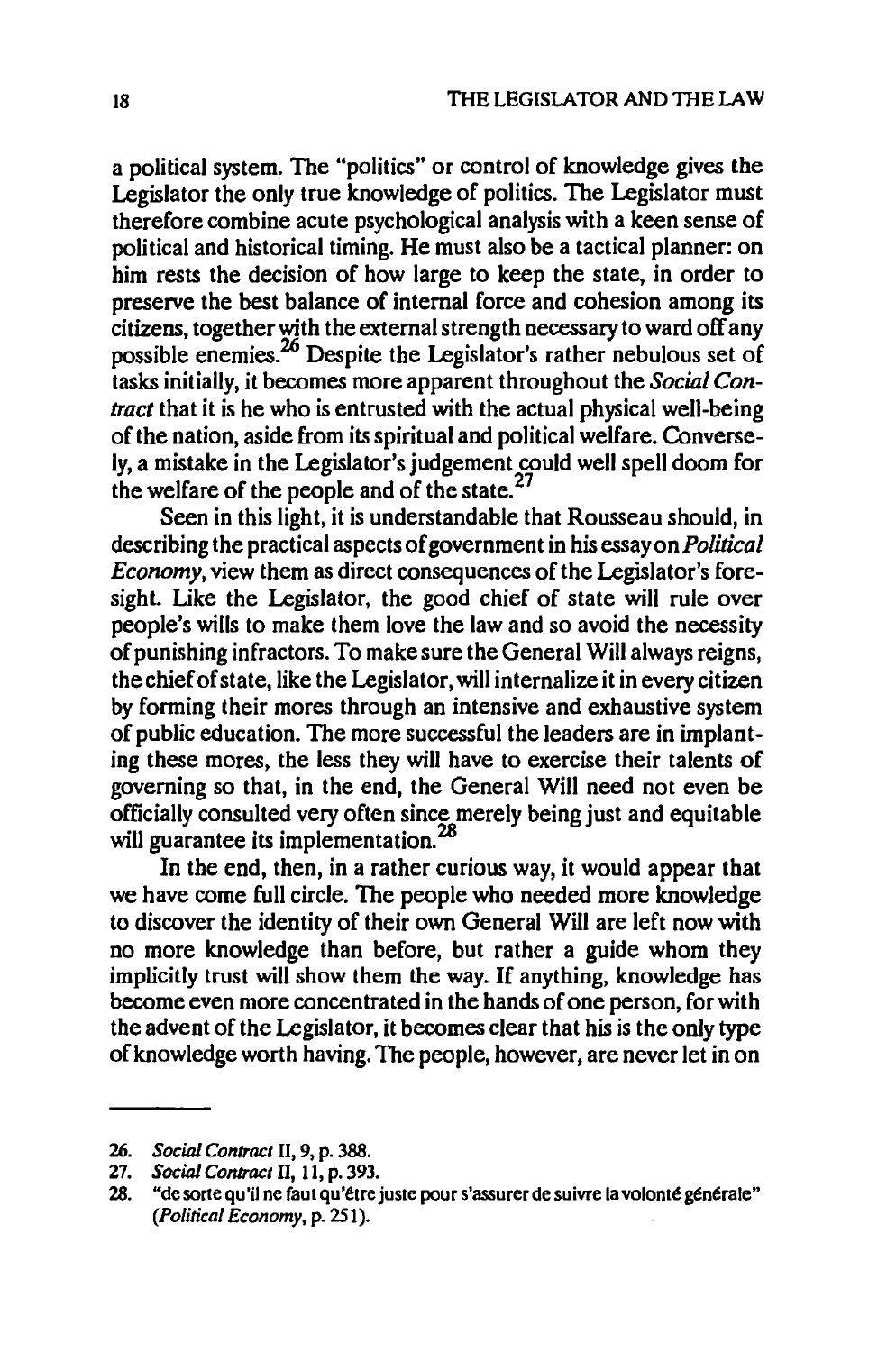a political system. The "politics" or control of knowledge gives the Legislator the only true knowledge of politics. The Legislator must therefore combine acute psychological analysis with a keen sense of political and historical timing. He must also be a tactical planner: on him rests the decision of how large to keep the state, in order to preserve the best balance of internal force and cohesion among its citizens, together with the external strength necessary to ward off any possible enemies.[26] Despite the Legislator's rather nebulous set of tasks initially, it becomes more apparent throughout the *Social Contract* that it is he who is entrusted with the actual physical well-being of the nation, aside from its spiritual and political welfare. Conversely, a mistake in the Legislator's judgement could well spell doom for the welfare of the people and of the state.[27]

Seen in this light, it is understandable that Rousseau should, in describing the practical aspects of government in his essay on *Political Economy*, view them as direct consequences of the Legislator's foresight. Like the Legislator, the good chief of state will rule over people's wills to make them love the law and so avoid the necessity of punishing infractors. To make sure the General Will always reigns, the chief of state, like the Legislator, will internalize it in every citizen by forming their mores through an intensive and exhaustive system of public education. The more successful the leaders are in implanting these mores, the less they will have to exercise their talents of governing so that, in the end, the General Will need not even be officially consulted very often since merely being just and equitable will guarantee its implementation.[28]

In the end, then, in a rather curious way, it would appear that we have come full circle. The people who needed more knowledge to discover the identity of their own General Will are left now with no more knowledge than before, but rather a guide whom they implicitly trust will show them the way. If anything, knowledge has become even more concentrated in the hands of one person, for with the advent of the Legislator, it becomes clear that his is the only type of knowledge worth having. The people, however, are never let in on

---

26. *Social Contract* II, 9, p. 388.
27. *Social Contract* II, 11, p. 393.
28. "de sorte qu'il ne faut qu'être juste pour s'assurer de suivre la volonté générale" (*Political Economy*, p. 251).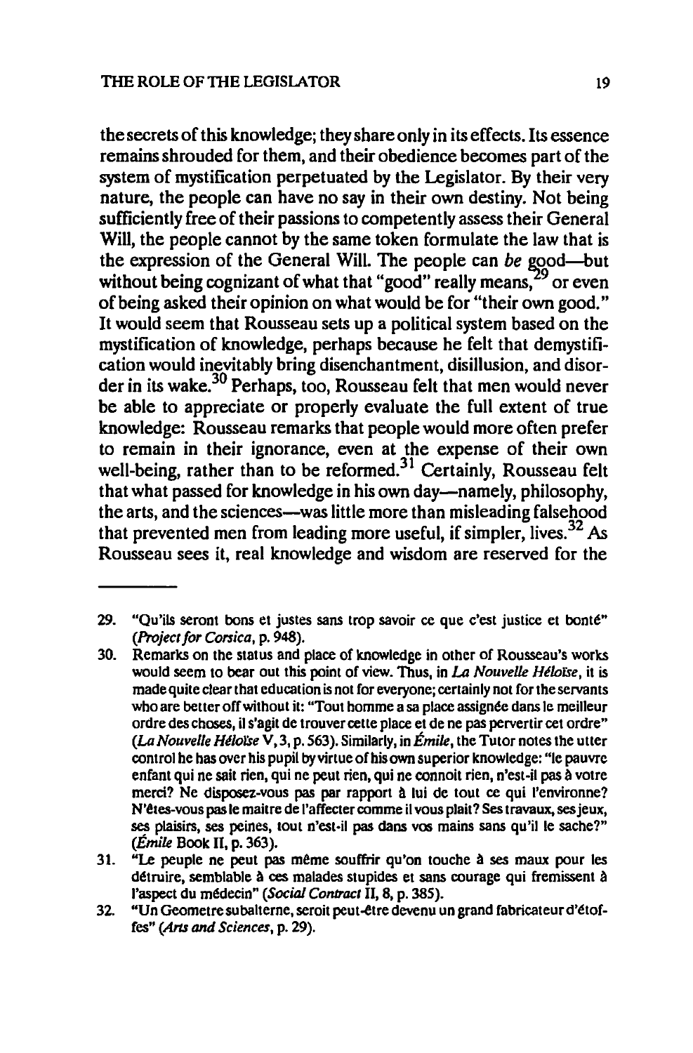the secrets of this knowledge; they share only in its effects. Its essence remains shrouded for them, and their obedience becomes part of the system of mystification perpetuated by the Legislator. By their very nature, the people can have no say in their own destiny. Not being sufficiently free of their passions to competently assess their General Will, the people cannot by the same token formulate the law that is the expression of the General Will. The people can *be* good—but without being cognizant of what that "good" really means,[29] or even of being asked their opinion on what would be for "their own good." It would seem that Rousseau sets up a political system based on the mystification of knowledge, perhaps because he felt that demystification would inevitably bring disenchantment, disillusion, and disorder in its wake.[30] Perhaps, too, Rousseau felt that men would never be able to appreciate or properly evaluate the full extent of true knowledge: Rousseau remarks that people would more often prefer to remain in their ignorance, even at the expense of their own well-being, rather than to be reformed.[31] Certainly, Rousseau felt that what passed for knowledge in his own day—namely, philosophy, the arts, and the sciences—was little more than misleading falsehood that prevented men from leading more useful, if simpler, lives.[32] As Rousseau sees it, real knowledge and wisdom are reserved for the

---

29. "Qu'ils seront bons et justes sans trop savoir ce que c'est justice et bonté" (*Project for Corsica*, p. 948).
30. Remarks on the status and place of knowledge in other of Rousseau's works would seem to bear out this point of view. Thus, in *La Nouvelle Héloïse*, it is made quite clear that education is not for everyone; certainly not for the servants who are better off without it: "Tout homme a sa place assignée dans le meilleur ordre des choses, il s'agit de trouver cette place et de ne pas pervertir cet ordre" (*La Nouvelle Héloïse* V, 3, p. 563). Similarly, in *Émile*, the Tutor notes the utter control he has over his pupil by virtue of his own superior knowledge: "le pauvre enfant qui ne sait rien, qui ne peut rien, qui ne connoit rien, n'est-il pas à votre merci? Ne disposez-vous pas par rapport à lui de tout ce qui l'environne? N'êtes-vous pas le maitre de l'affecter comme il vous plait? Ses travaux, ses jeux, ses plaisirs, ses peines, tout n'est-il pas dans vos mains sans qu'il le sache?" (*Émile* Book II, p. 363).
31. "Le peuple ne peut pas même souffrir qu'on touche à ses maux pour les détruire, semblable à ces malades stupides et sans courage qui fremissent à l'aspect du médecin" (*Social Contract* II, 8, p. 385).
32. "Un Geometre subalterne, seroit peut-être devenu un grand fabricateur d'étoffes" (*Arts and Sciences*, p. 29).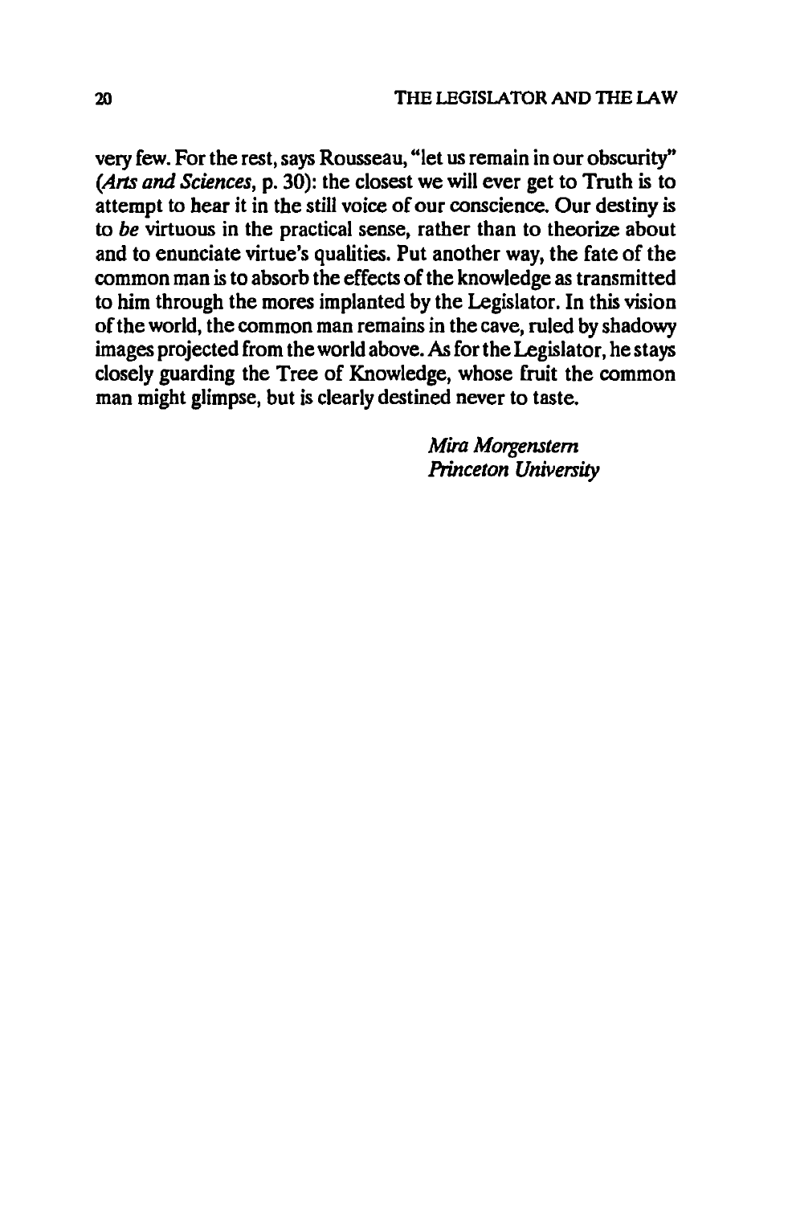very few. For the rest, says Rousseau, "let us remain in our obscurity" (*Arts and Sciences*, p. 30): the closest we will ever get to Truth is to attempt to hear it in the still voice of our conscience. Our destiny is to *be* virtuous in the practical sense, rather than to theorize about and to enunciate virtue's qualities. Put another way, the fate of the common man is to absorb the effects of the knowledge as transmitted to him through the mores implanted by the Legislator. In this vision of the world, the common man remains in the cave, ruled by shadowy images projected from the world above. As for the Legislator, he stays closely guarding the Tree of Knowledge, whose fruit the common man might glimpse, but is clearly destined never to taste.

*Mira Morgenstern*
*Princeton University*